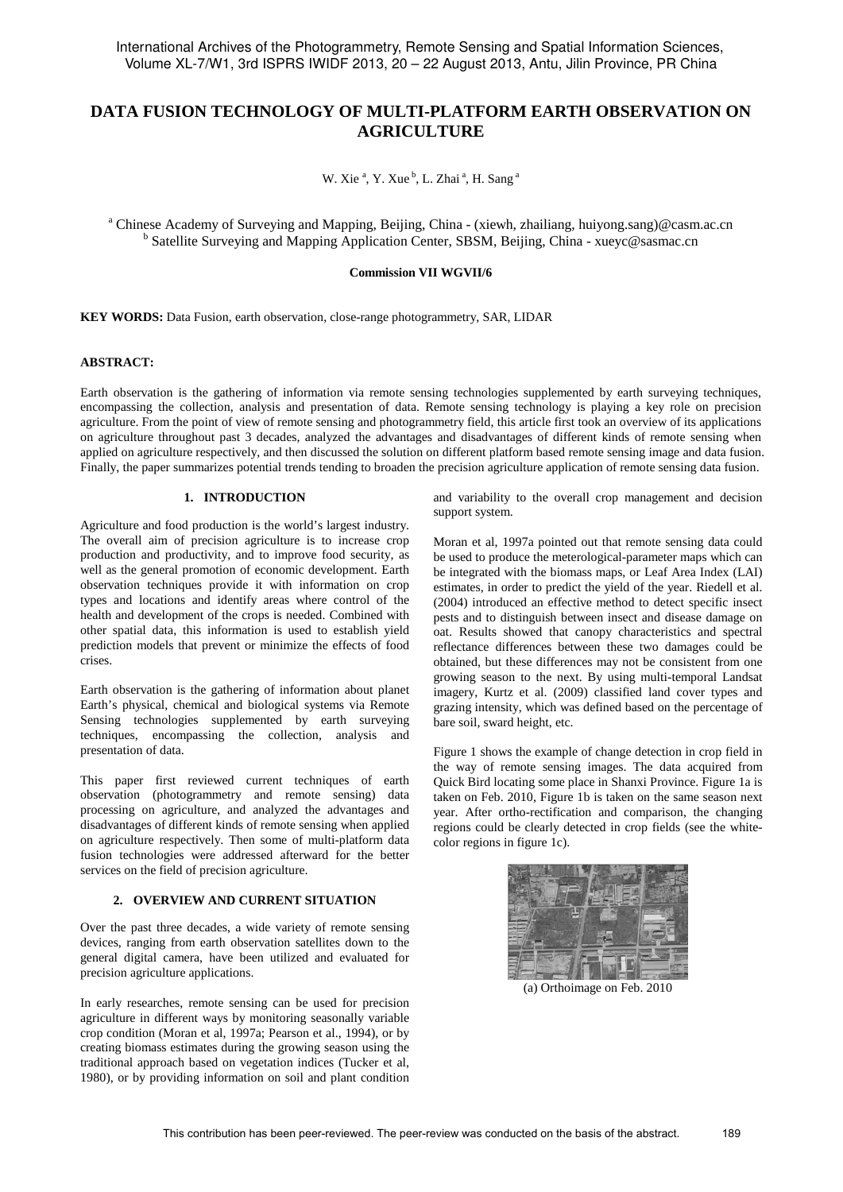# DATA FUSION TECHNOLOGY OF MULTI-PLATFORM EARTH OBSERVATION ON AGRICULTURE

W. Xie [a], Y. Xue [b], L. Zhai [a], H. Sang [a]

[a] Chinese Academy of Surveying and Mapping, Beijing, China - (xiewh, zhailiang, huiyong.sang)@casm.ac.cn
[b] Satellite Surveying and Mapping Application Center, SBSM, Beijing, China - xueyc@sasmac.cn

**Commission VII WGVII/6**

**KEY WORDS:** Data Fusion, earth observation, close-range photogrammetry, SAR, LIDAR

**ABSTRACT:**

Earth observation is the gathering of information via remote sensing technologies supplemented by earth surveying techniques, encompassing the collection, analysis and presentation of data. Remote sensing technology is playing a key role on precision agriculture. From the point of view of remote sensing and photogrammetry field, this article first took an overview of its applications on agriculture throughout past 3 decades, analyzed the advantages and disadvantages of different kinds of remote sensing when applied on agriculture respectively, and then discussed the solution on different platform based remote sensing image and data fusion. Finally, the paper summarizes potential trends tending to broaden the precision agriculture application of remote sensing data fusion.

## 1. INTRODUCTION

Agriculture and food production is the world's largest industry. The overall aim of precision agriculture is to increase crop production and productivity, and to improve food security, as well as the general promotion of economic development. Earth observation techniques provide it with information on crop types and locations and identify areas where control of the health and development of the crops is needed. Combined with other spatial data, this information is used to establish yield prediction models that prevent or minimize the effects of food crises.

Earth observation is the gathering of information about planet Earth's physical, chemical and biological systems via Remote Sensing technologies supplemented by earth surveying techniques, encompassing the collection, analysis and presentation of data.

This paper first reviewed current techniques of earth observation (photogrammetry and remote sensing) data processing on agriculture, and analyzed the advantages and disadvantages of different kinds of remote sensing when applied on agriculture respectively. Then some of multi-platform data fusion technologies were addressed afterward for the better services on the field of precision agriculture.

## 2. OVERVIEW AND CURRENT SITUATION

Over the past three decades, a wide variety of remote sensing devices, ranging from earth observation satellites down to the general digital camera, have been utilized and evaluated for precision agriculture applications.

In early researches, remote sensing can be used for precision agriculture in different ways by monitoring seasonally variable crop condition (Moran et al, 1997a; Pearson et al., 1994), or by creating biomass estimates during the growing season using the traditional approach based on vegetation indices (Tucker et al, 1980), or by providing information on soil and plant condition and variability to the overall crop management and decision support system.

Moran et al, 1997a pointed out that remote sensing data could be used to produce the meterological-parameter maps which can be integrated with the biomass maps, or Leaf Area Index (LAI) estimates, in order to predict the yield of the year. Riedell et al. (2004) introduced an effective method to detect specific insect pests and to distinguish between insect and disease damage on oat. Results showed that canopy characteristics and spectral reflectance differences between these two damages could be obtained, but these differences may not be consistent from one growing season to the next. By using multi-temporal Landsat imagery, Kurtz et al. (2009) classified land cover types and grazing intensity, which was defined based on the percentage of bare soil, sward height, etc.

Figure 1 shows the example of change detection in crop field in the way of remote sensing images. The data acquired from Quick Bird locating some place in Shanxi Province. Figure 1a is taken on Feb. 2010, Figure 1b is taken on the same season next year. After ortho-rectification and comparison, the changing regions could be clearly detected in crop fields (see the white-color regions in figure 1c).

(a) Orthoimage on Feb. 2010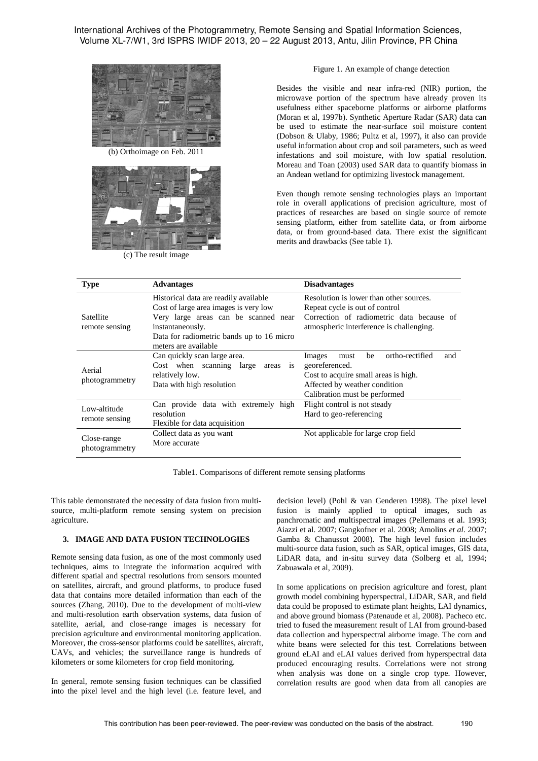(b) Orthoimage on Feb. 2011

(c) The result image

Figure 1. An example of change detection

Besides the visible and near infra-red (NIR) portion, the microwave portion of the spectrum have already proven its usefulness either spaceborne platforms or airborne platforms (Moran et al, 1997b). Synthetic Aperture Radar (SAR) data can be used to estimate the near-surface soil moisture content (Dobson & Ulaby, 1986; Pultz et al, 1997), it also can provide useful information about crop and soil parameters, such as weed infestations and soil moisture, with low spatial resolution. Moreau and Toan (2003) used SAR data to quantify biomass in an Andean wetland for optimizing livestock management.

Even though remote sensing technologies plays an important role in overall applications of precision agriculture, most of practices of researches are based on single source of remote sensing platform, either from satellite data, or from airborne data, or from ground-based data. There exist the significant merits and drawbacks (See table 1).

| Type | Advantages | Disadvantages |
|---|---|---|
| Satellite remote sensing | Historical data are readily available<br>Cost of large area images is very low<br>Very large areas can be scanned near instantaneously.<br>Data for radiometric bands up to 16 micro meters are available | Resolution is lower than other sources.<br>Repeat cycle is out of control<br>Correction of radiometric data because of atmospheric interference is challenging. |
| Aerial photogrammetry | Can quickly scan large area.<br>Cost when scanning large areas is relatively low.<br>Data with high resolution | Images must be ortho-rectified and georeferenced.<br>Cost to acquire small areas is high.<br>Affected by weather condition<br>Calibration must be performed |
| Low-altitude remote sensing | Can provide data with extremely high resolution<br>Flexible for data acquisition | Flight control is not steady<br>Hard to geo-referencing |
| Close-range photogrammetry | Collect data as you want<br>More accurate | Not applicable for large crop field |

Table1. Comparisons of different remote sensing platforms

This table demonstrated the necessity of data fusion from multi-source, multi-platform remote sensing system on precision agriculture.

## 3. IMAGE AND DATA FUSION TECHNOLOGIES

Remote sensing data fusion, as one of the most commonly used techniques, aims to integrate the information acquired with different spatial and spectral resolutions from sensors mounted on satellites, aircraft, and ground platforms, to produce fused data that contains more detailed information than each of the sources (Zhang, 2010). Due to the development of multi-view and multi-resolution earth observation systems, data fusion of satellite, aerial, and close-range images is necessary for precision agriculture and environmental monitoring application. Moreover, the cross-sensor platforms could be satellites, aircraft, UAVs, and vehicles; the surveillance range is hundreds of kilometers or some kilometers for crop field monitoring.

In general, remote sensing fusion techniques can be classified into the pixel level and the high level (i.e. feature level, and decision level) (Pohl & van Genderen 1998). The pixel level fusion is mainly applied to optical images, such as panchromatic and multispectral images (Pellemans et al. 1993; Aiazzi et al. 2007; Gangkofner et al. 2008; Amolins *et al*. 2007; Gamba & Chanussot 2008). The high level fusion includes multi-source data fusion, such as SAR, optical images, GIS data, LiDAR data, and in-situ survey data (Solberg et al, 1994; Zabuawala et al, 2009).

In some applications on precision agriculture and forest, plant growth model combining hyperspectral, LiDAR, SAR, and field data could be proposed to estimate plant heights, LAI dynamics, and above ground biomass (Patenaude et al, 2008). Pacheco etc. tried to fused the measurement result of LAI from ground-based data collection and hyperspectral airborne image. The corn and white beans were selected for this test. Correlations between ground eLAI and eLAI values derived from hyperspectral data produced encouraging results. Correlations were not strong when analysis was done on a single crop type. However, correlation results are good when data from all canopies are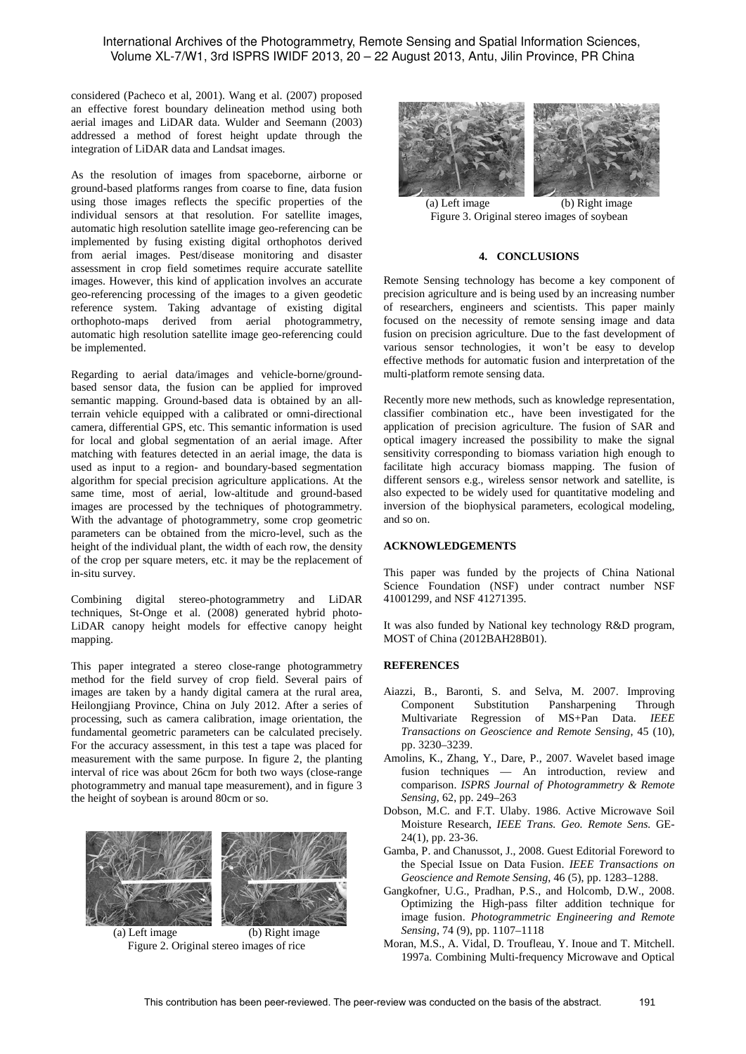considered (Pacheco et al, 2001). Wang et al. (2007) proposed an effective forest boundary delineation method using both aerial images and LiDAR data. Wulder and Seemann (2003) addressed a method of forest height update through the integration of LiDAR data and Landsat images.

As the resolution of images from spaceborne, airborne or ground-based platforms ranges from coarse to fine, data fusion using those images reflects the specific properties of the individual sensors at that resolution. For satellite images, automatic high resolution satellite image geo-referencing can be implemented by fusing existing digital orthophotos derived from aerial images. Pest/disease monitoring and disaster assessment in crop field sometimes require accurate satellite images. However, this kind of application involves an accurate geo-referencing processing of the images to a given geodetic reference system. Taking advantage of existing digital orthophoto-maps derived from aerial photogrammetry, automatic high resolution satellite image geo-referencing could be implemented.

Regarding to aerial data/images and vehicle-borne/ground-based sensor data, the fusion can be applied for improved semantic mapping. Ground-based data is obtained by an all-terrain vehicle equipped with a calibrated or omni-directional camera, differential GPS, etc. This semantic information is used for local and global segmentation of an aerial image. After matching with features detected in an aerial image, the data is used as input to a region- and boundary-based segmentation algorithm for special precision agriculture applications. At the same time, most of aerial, low-altitude and ground-based images are processed by the techniques of photogrammetry. With the advantage of photogrammetry, some crop geometric parameters can be obtained from the micro-level, such as the height of the individual plant, the width of each row, the density of the crop per square meters, etc. it may be the replacement of in-situ survey.

Combining digital stereo-photogrammetry and LiDAR techniques, St-Onge et al. (2008) generated hybrid photo-LiDAR canopy height models for effective canopy height mapping.

This paper integrated a stereo close-range photogrammetry method for the field survey of crop field. Several pairs of images are taken by a handy digital camera at the rural area, Heilongjiang Province, China on July 2012. After a series of processing, such as camera calibration, image orientation, the fundamental geometric parameters can be calculated precisely. For the accuracy assessment, in this test a tape was placed for measurement with the same purpose. In figure 2, the planting interval of rice was about 26cm for both two ways (close-range photogrammetry and manual tape measurement), and in figure 3 the height of soybean is around 80cm or so.

(a) Left image (b) Right image

Figure 2. Original stereo images of rice

(a) Left image (b) Right image

Figure 3. Original stereo images of soybean

## 4. CONCLUSIONS

Remote Sensing technology has become a key component of precision agriculture and is being used by an increasing number of researchers, engineers and scientists. This paper mainly focused on the necessity of remote sensing image and data fusion on precision agriculture. Due to the fast development of various sensor technologies, it won't be easy to develop effective methods for automatic fusion and interpretation of the multi-platform remote sensing data.

Recently more new methods, such as knowledge representation, classifier combination etc., have been investigated for the application of precision agriculture. The fusion of SAR and optical imagery increased the possibility to make the signal sensitivity corresponding to biomass variation high enough to facilitate high accuracy biomass mapping. The fusion of different sensors e.g., wireless sensor network and satellite, is also expected to be widely used for quantitative modeling and inversion of the biophysical parameters, ecological modeling, and so on.

## ACKNOWLEDGEMENTS

This paper was funded by the projects of China National Science Foundation (NSF) under contract number NSF 41001299, and NSF 41271395.

It was also funded by National key technology R&D program, MOST of China (2012BAH28B01).

## REFERENCES

Aiazzi, B., Baronti, S. and Selva, M. 2007. Improving Component Substitution Pansharpening Through Multivariate Regression of MS+Pan Data. *IEEE Transactions on Geoscience and Remote Sensing*, 45 (10), pp. 3230–3239.

Amolins, K., Zhang, Y., Dare, P., 2007. Wavelet based image fusion techniques — An introduction, review and comparison. *ISPRS Journal of Photogrammetry & Remote Sensing*, 62, pp. 249–263

Dobson, M.C. and F.T. Ulaby. 1986. Active Microwave Soil Moisture Research, *IEEE Trans. Geo. Remote Sens.* GE-24(1), pp. 23-36.

Gamba, P. and Chanussot, J., 2008. Guest Editorial Foreword to the Special Issue on Data Fusion. *IEEE Transactions on Geoscience and Remote Sensing*, 46 (5), pp. 1283–1288.

Gangkofner, U.G., Pradhan, P.S., and Holcomb, D.W., 2008. Optimizing the High-pass filter addition technique for image fusion. *Photogrammetric Engineering and Remote Sensing*, 74 (9), pp. 1107–1118

Moran, M.S., A. Vidal, D. Troufleau, Y. Inoue and T. Mitchell. 1997a. Combining Multi-frequency Microwave and Optical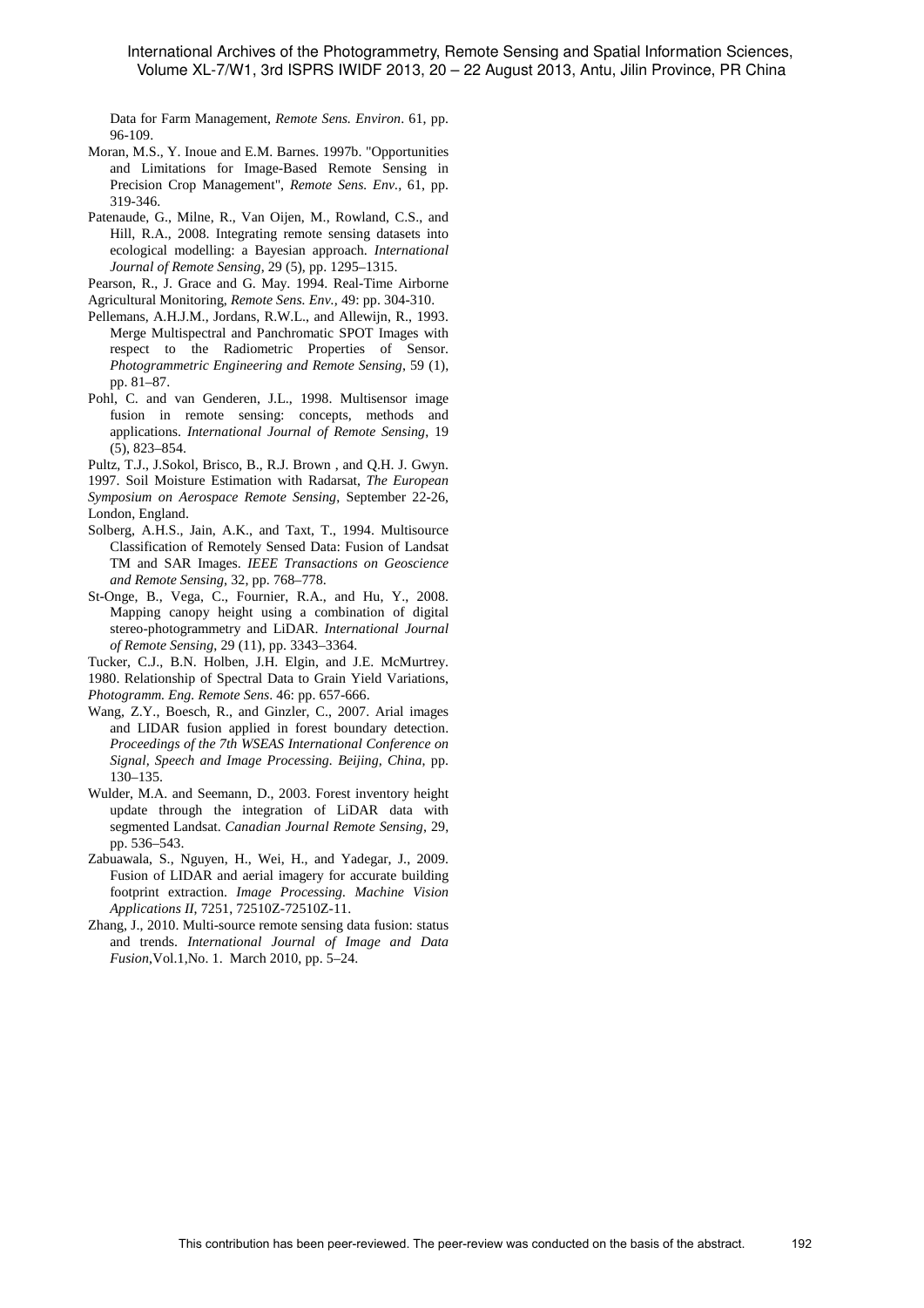Data for Farm Management, *Remote Sens. Environ*. 61, pp. 96-109.

Moran, M.S., Y. Inoue and E.M. Barnes. 1997b. "Opportunities and Limitations for Image-Based Remote Sensing in Precision Crop Management", *Remote Sens. Env.*, 61, pp. 319-346.

Patenaude, G., Milne, R., Van Oijen, M., Rowland, C.S., and Hill, R.A., 2008. Integrating remote sensing datasets into ecological modelling: a Bayesian approach. *International Journal of Remote Sensing*, 29 (5), pp. 1295–1315.

Pearson, R., J. Grace and G. May. 1994. Real-Time Airborne Agricultural Monitoring, *Remote Sens. Env.*, 49: pp. 304-310.

Pellemans, A.H.J.M., Jordans, R.W.L., and Allewijn, R., 1993. Merge Multispectral and Panchromatic SPOT Images with respect to the Radiometric Properties of Sensor. *Photogrammetric Engineering and Remote Sensing*, 59 (1), pp. 81–87.

Pohl, C. and van Genderen, J.L., 1998. Multisensor image fusion in remote sensing: concepts, methods and applications. *International Journal of Remote Sensing*, 19 (5), 823–854.

Pultz, T.J., J.Sokol, Brisco, B., R.J. Brown , and Q.H. J. Gwyn. 1997. Soil Moisture Estimation with Radarsat, *The European Symposium on Aerospace Remote Sensing*, September 22-26, London, England.

Solberg, A.H.S., Jain, A.K., and Taxt, T., 1994. Multisource Classification of Remotely Sensed Data: Fusion of Landsat TM and SAR Images. *IEEE Transactions on Geoscience and Remote Sensing*, 32, pp. 768–778.

St-Onge, B., Vega, C., Fournier, R.A., and Hu, Y., 2008. Mapping canopy height using a combination of digital stereo-photogrammetry and LiDAR. *International Journal of Remote Sensing*, 29 (11), pp. 3343–3364.

Tucker, C.J., B.N. Holben, J.H. Elgin, and J.E. McMurtrey. 1980. Relationship of Spectral Data to Grain Yield Variations, *Photogramm. Eng. Remote Sens*. 46: pp. 657-666.

Wang, Z.Y., Boesch, R., and Ginzler, C., 2007. Arial images and LIDAR fusion applied in forest boundary detection. *Proceedings of the 7th WSEAS International Conference on Signal, Speech and Image Processing. Beijing, China*, pp. 130–135.

Wulder, M.A. and Seemann, D., 2003. Forest inventory height update through the integration of LiDAR data with segmented Landsat. *Canadian Journal Remote Sensing*, 29, pp. 536–543.

Zabuawala, S., Nguyen, H., Wei, H., and Yadegar, J., 2009. Fusion of LIDAR and aerial imagery for accurate building footprint extraction. *Image Processing. Machine Vision Applications II*, 7251, 72510Z-72510Z-11.

Zhang, J., 2010. Multi-source remote sensing data fusion: status and trends. *International Journal of Image and Data Fusion*,Vol.1,No. 1. March 2010, pp. 5–24.

This contribution has been peer-reviewed. The peer-review was conducted on the basis of the abstract.